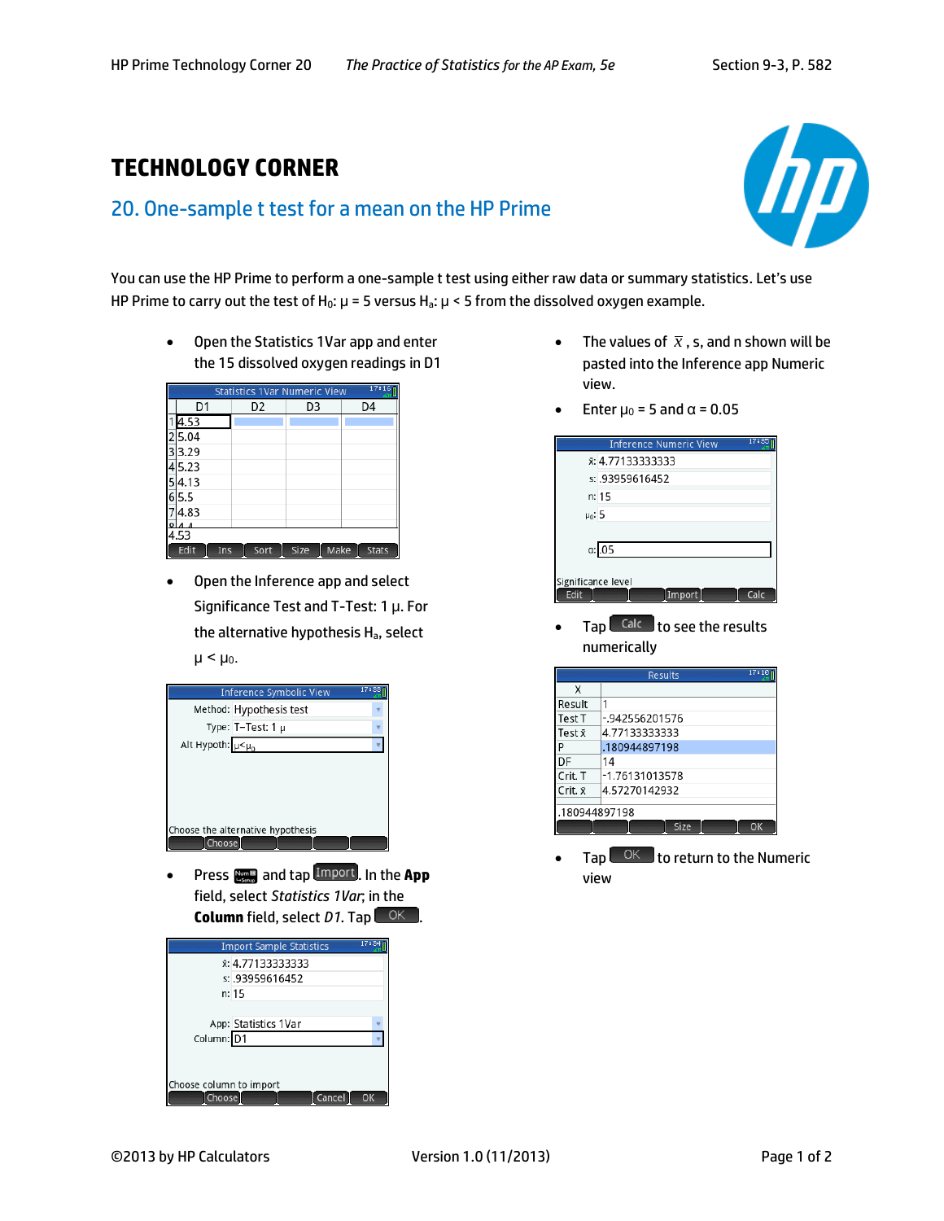# TECHNOLOGY CORNER

## 20. One-sample t test for a mean on the HP Prime

You can use the HP Prime to perform a one-sample t test using either raw data or summary statistics. Let's use HP Prime to carry out the test of $H_0$: $\mu = 5$ versus $H_a$: $\mu < 5$ from the dissolved oxygen example.

- Open the Statistics 1Var app and enter the 15 dissolved oxygen readings in D1

- Open the Inference app and select Significance Test and T-Test: 1 μ. For the alternative hypothesis $H_a$, select $\mu < \mu_0$.

- Press Num Setup and tap Import. In the **App** field, select *Statistics 1Var*; in the **Column** field, select *D1*. Tap OK.

- The values of $\bar{x}$, s, and n shown will be pasted into the Inference app Numeric view.

- Enter $\mu_0 = 5$ and $\alpha = 0.05$

- Tap Calc to see the results numerically

- Tap OK to return to the Numeric view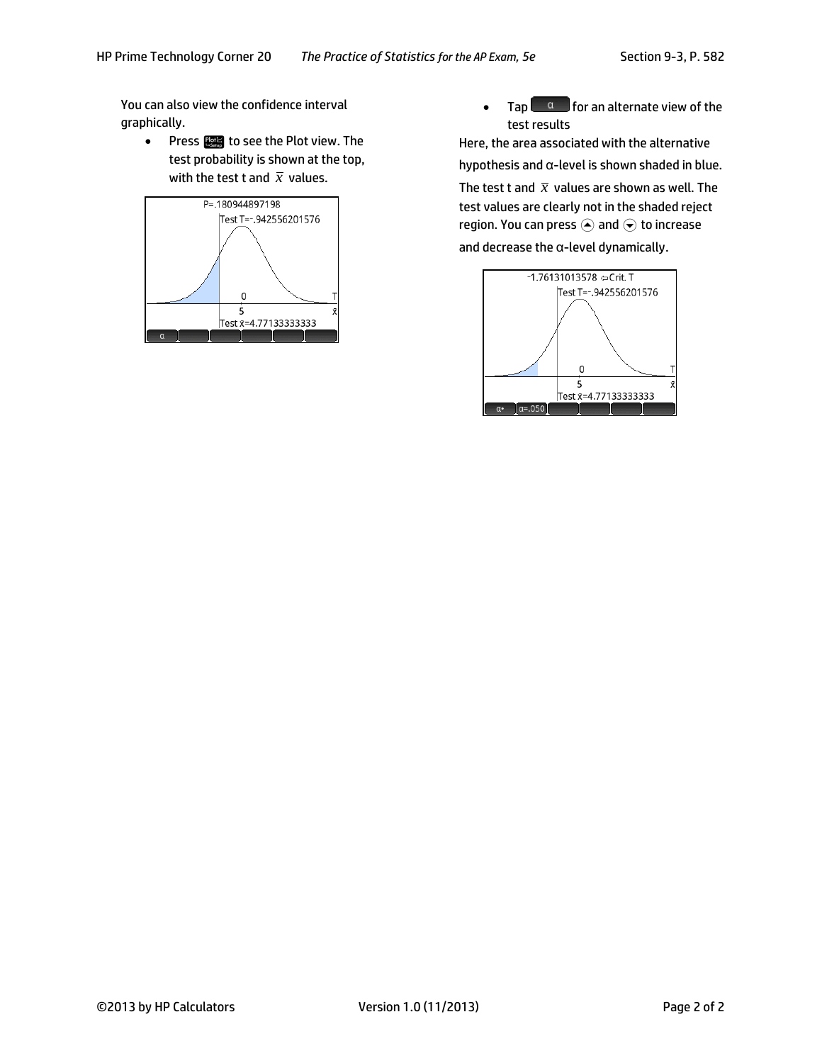You can also view the confidence interval graphically.

- Press Plot to see the Plot view. The test probability is shown at the top, with the test t and $\bar{x}$ values.

P=.180944897198

Test T=-.942556201576

0

T

5

x̄

Test x̄=4.77133333333

α

- Tap α for an alternate view of the test results

Here, the area associated with the alternative hypothesis and α-level is shown shaded in blue. The test t and $\bar{x}$ values are shown as well. The test values are clearly not in the shaded reject region. You can press ▲ and ▼ to increase and decrease the α-level dynamically.

-1.76131013578 ⇦Crit. T

Test T=-.942556201576

0

T

5

x̄

Test x̄=4.77133333333

α• α=.050